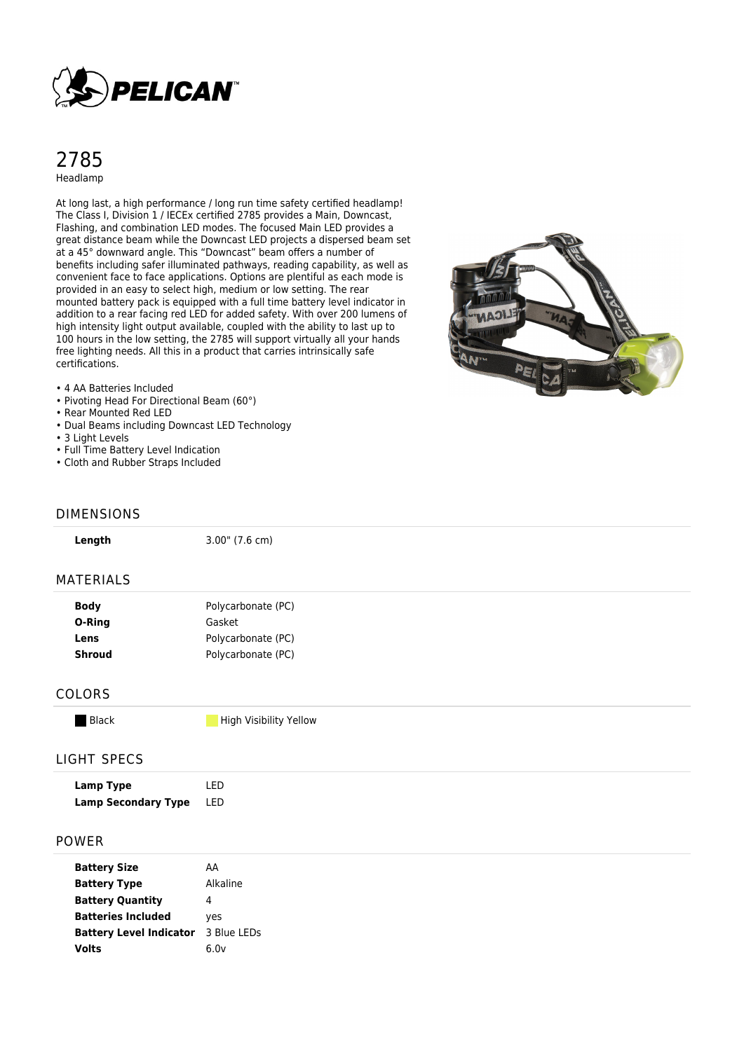# 2785

Headlamp

At long last, a high performance / long run time safety certified headlamp! The Class I, Division 1 / IECEx certified 2785 provides a Main, Downcast, Flashing, and combination LED modes. The focused Main LED provides a great distance beam while the Downcast LED projects a dispersed beam set at a 45° downward angle. This "Downcast" beam offers a number of benefits including safer illuminated pathways, reading capability, as well as convenient face to face applications. Options are plentiful as each mode is provided in an easy to select high, medium or low setting. The rear mounted battery pack is equipped with a full time battery level indicator in addition to a rear facing red LED for added safety. With over 200 lumens of high intensity light output available, coupled with the ability to last up to 100 hours in the low setting, the 2785 will support virtually all your hands free lighting needs. All this in a product that carries intrinsically safe certifications.

- 4 AA Batteries Included
- Pivoting Head For Directional Beam (60°)
- Rear Mounted Red LED
- Dual Beams including Downcast LED Technology
- 3 Light Levels
- Full Time Battery Level Indication
- Cloth and Rubber Straps Included

## DIMENSIONS

| | |
|---|---|
| **Length** | 3.00" (7.6 cm) |

## MATERIALS

| | |
|---|---|
| **Body** | Polycarbonate (PC) |
| **O-Ring** | Gasket |
| **Lens** | Polycarbonate (PC) |
| **Shroud** | Polycarbonate (PC) |

## COLORS

- Black
- High Visibility Yellow

## LIGHT SPECS

| | |
|---|---|
| **Lamp Type** | LED |
| **Lamp Secondary Type** | LED |

## POWER

| | |
|---|---|
| **Battery Size** | AA |
| **Battery Type** | Alkaline |
| **Battery Quantity** | 4 |
| **Batteries Included** | yes |
| **Battery Level Indicator** | 3 Blue LEDs |
| **Volts** | 6.0v |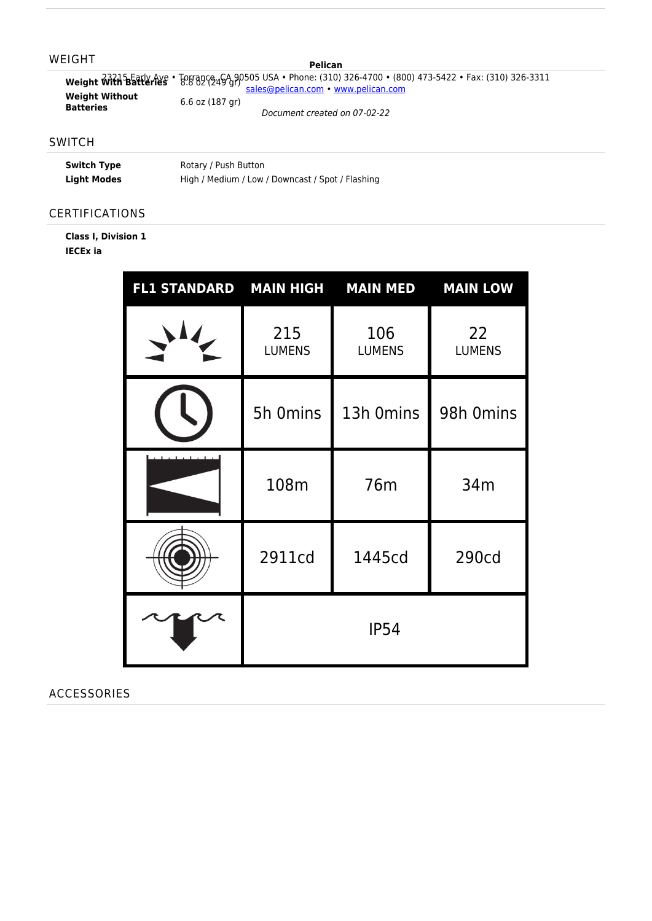## WEIGHT

| | |
|---|---|
| **Weight With Batteries** | 8.8 oz (249 gr) |
| **Weight Without Batteries** | 6.6 oz (187 gr) |

## SWITCH

| | |
|---|---|
| **Switch Type** | Rotary / Push Button |
| **Light Modes** | High / Medium / Low / Downcast / Spot / Flashing |

## CERTIFICATIONS

**Class I, Division 1**
**IECEx ia**

| FL1 STANDARD | MAIN HIGH | MAIN MED | MAIN LOW |
|---|---|---|---|
| | 215 LUMENS | 106 LUMENS | 22 LUMENS |
| | 5h 0mins | 13h 0mins | 98h 0mins |
| | 108m | 76m | 34m |
| | 2911cd | 1445cd | 290cd |
| | IP54 | | |

## ACCESSORIES